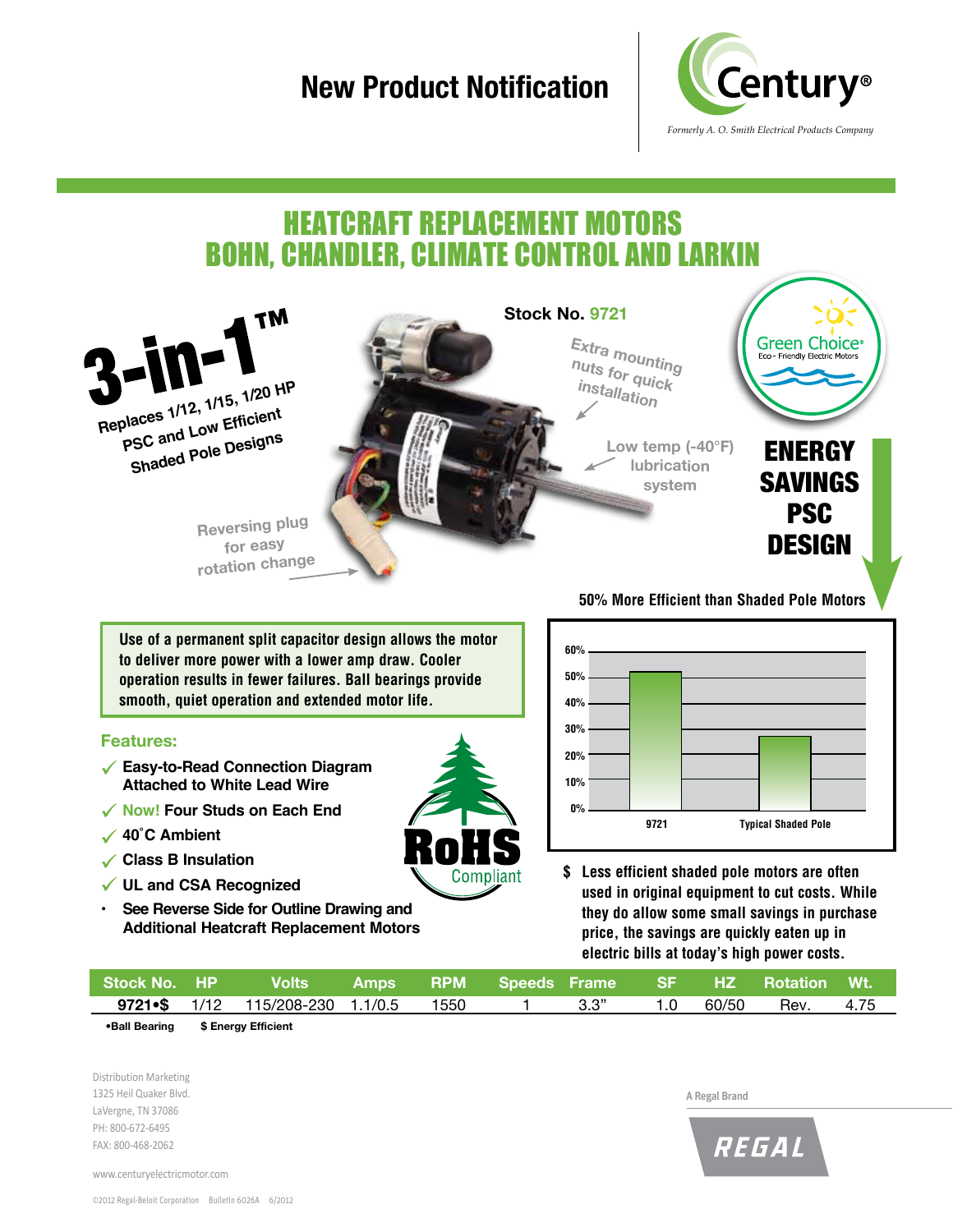# New Product Notification

Century®

*Formerly A. O. Smith Electrical Products Company*

## HEATCRAFT REPLACEMENT MOTORS
## BOHN, CHANDLER, CLIMATE CONTROL AND LARKIN

**3-in-1™**

**Replaces 1/12, 1/15, 1/20 HP PSC and Low Efficient Shaded Pole Designs**

**Stock No. 9721**

Extra mounting nuts for quick installation

Low temp (-40°F) lubrication system

Reversing plug for easy rotation change

Green Choice® Eco - Friendly Electric Motors

**ENERGY SAVINGS PSC DESIGN**

**Use of a permanent split capacitor design allows the motor to deliver more power with a lower amp draw. Cooler operation results in fewer failures. Ball bearings provide smooth, quiet operation and extended motor life.**

### Features:

- ✓ **Easy-to-Read Connection Diagram Attached to White Lead Wire**
- ✓ **Now! Four Studs on Each End**
- ✓ **40˚C Ambient**
- ✓ **Class B Insulation**
- ✓ **UL and CSA Recognized**
- **See Reverse Side for Outline Drawing and Additional Heatcraft Replacement Motors**

RoHS Compliant

**50% More Efficient than Shaded Pole Motors**

| | 9721 | Typical Shaded Pole |
|---|---|---|
| Efficiency | ~50% | ~27% |

**$ Less efficient shaded pole motors are often used in original equipment to cut costs. While they do allow some small savings in purchase price, the savings are quickly eaten up in electric bills at today's high power costs.**

| Stock No. | HP | Volts | Amps | RPM | Speeds | Frame | SF | HZ | Rotation | Wt. |
|---|---|---|---|---|---|---|---|---|---|---|
| **9721•$** | 1/12 | 115/208-230 | 1.1/0.5 | 1550 | 1 | 3.3" | 1.0 | 60/50 | Rev. | 4.75 |

**•Ball Bearing** **$ Energy Efficient**

Distribution Marketing
1325 Heil Quaker Blvd.
LaVergne, TN 37086
PH: 800-672-6495
FAX: 800-468-2062

www.centuryelectricmotor.com

A Regal Brand

REGAL

©2012 Regal-Beloit Corporation Bulletin 6026A 6/2012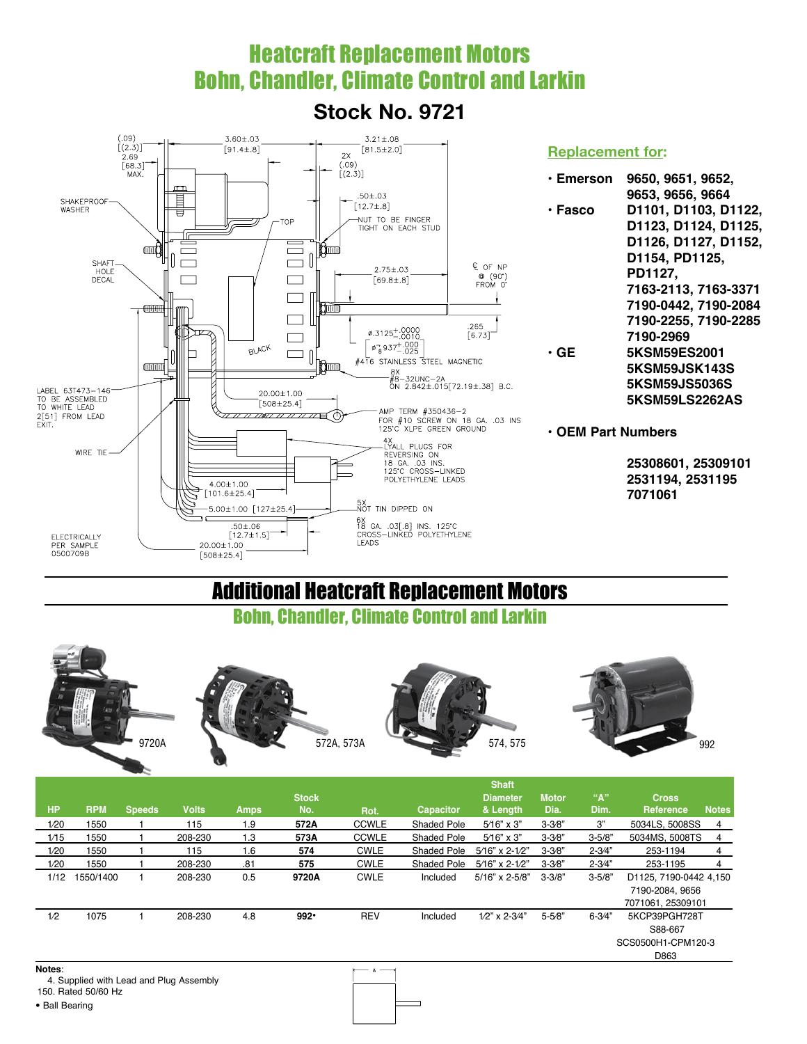# Heatcraft Replacement Motors
# Bohn, Chandler, Climate Control and Larkin

## Stock No. 9721

(.09)
[(2.3)]
2.69
[68.3]
MAX.

3.60±.03
[91.4±.8]

3.21±.08
[81.5±2.0]

2X
(.09)
[(2.3)]

SHAKEPROOF WASHER

TOP

.50±.03
[12.7±.8]

NUT TO BE FINGER TIGHT ON EACH STUD

SHAFT HOLE DECAL

2.75±.03
[69.8±.8]

℄ OF NP @ (90°) FROM 0°

.265
[6.73]

ø.3125 +.0000 −.0010

ø 7/8 .937 +.000 −.025

BLACK

#416 STAINLESS STEEL MAGNETIC

8X
#8−32UNC−2A
ON 2.842±.015[72.19±.38] B.C.

LABEL 63T473−146 TO BE ASSEMBLED TO WHITE LEAD 2[51] FROM LEAD EXIT.

20.00±1.00
[508±25.4]

AMP TERM #350436−2 FOR #10 SCREW ON 18 GA. .03 INS 125°C XLPE GREEN GROUND

WIRE TIE

4X
LYALL PLUGS FOR REVERSING ON 18 GA. .03 INS. 125°C CROSS−LINKED POLYETHYLENE LEADS

4.00±1.00
[101.6±25.4]

5.00±1.00 [127±25.4]

5X
NOT TIN DIPPED ON

.50±.06
[12.7±1.5]

6X
18 GA. .03[.8] INS. 125°C CROSS−LINKED POLYETHYLENE LEADS

ELECTRICALLY PER SAMPLE 0500709B

20.00±1.00
[508±25.4]

### Replacement for:

- **Emerson** 9650, 9651, 9652, 9653, 9656, 9664
- **Fasco** D1101, D1103, D1122, D1123, D1124, D1125, D1126, D1127, D1152, D1154, PD1125, PD1127, 7163-2113, 7163-3371 7190-0442, 7190-2084 7190-2255, 7190-2285 7190-2969
- **GE** 5KSM59ES2001 5KSM59JSK143S 5KSM59JS5036S 5KSM59LS2262AS
- **OEM Part Numbers**

  25308601, 25309101 2531194, 2531195 7071061

# Additional Heatcraft Replacement Motors
## Bohn, Chandler, Climate Control and Larkin

9720A

572A, 573A

574, 575

992

| HP | RPM | Speeds | Volts | Amps | Stock No. | Rot. | Capacitor | Shaft Diameter & Length | Motor Dia. | "A" Dim. | Cross Reference | Notes |
|---|---|---|---|---|---|---|---|---|---|---|---|---|
| 1⁄20 | 1550 | 1 | 115 | 1.9 | **572A** | CCWLE | Shaded Pole | 5⁄16" x 3" | 3-3⁄8" | 3" | 5034LS, 5008SS | 4 |
| 1⁄15 | 1550 | 1 | 208-230 | 1.3 | **573A** | CCWLE | Shaded Pole | 5⁄16" x 3" | 3-3⁄8" | 3-5/8" | 5034MS, 5008TS | 4 |
| 1⁄20 | 1550 | 1 | 115 | 1.6 | **574** | CWLE | Shaded Pole | 5⁄16" x 2-1⁄2" | 3-3⁄8" | 2-3⁄4" | 253-1194 | 4 |
| 1⁄20 | 1550 | 1 | 208-230 | .81 | **575** | CWLE | Shaded Pole | 5⁄16" x 2-1⁄2" | 3-3⁄8" | 2-3⁄4" | 253-1195 | 4 |
| 1/12 | 1550/1400 | 1 | 208-230 | 0.5 | **9720A** | CWLE | Included | 5/16" x 2-5/8" | 3-3/8" | 3-5/8" | D1125, 7190-0442 7190-2084, 9656 7071061, 25309101 | 4,150 |
| 1⁄2 | 1075 | 1 | 208-230 | 4.8 | **992•** | REV | Included | 1⁄2" x 2-3⁄4" | 5-5⁄8" | 6-3⁄4" | 5KCP39PGH728T S88-667 SCS0500H1-CPM120-3 D863 | |

**Notes**:

4. Supplied with Lead and Plug Assembly

150. Rated 50/60 Hz

• Ball Bearing

A